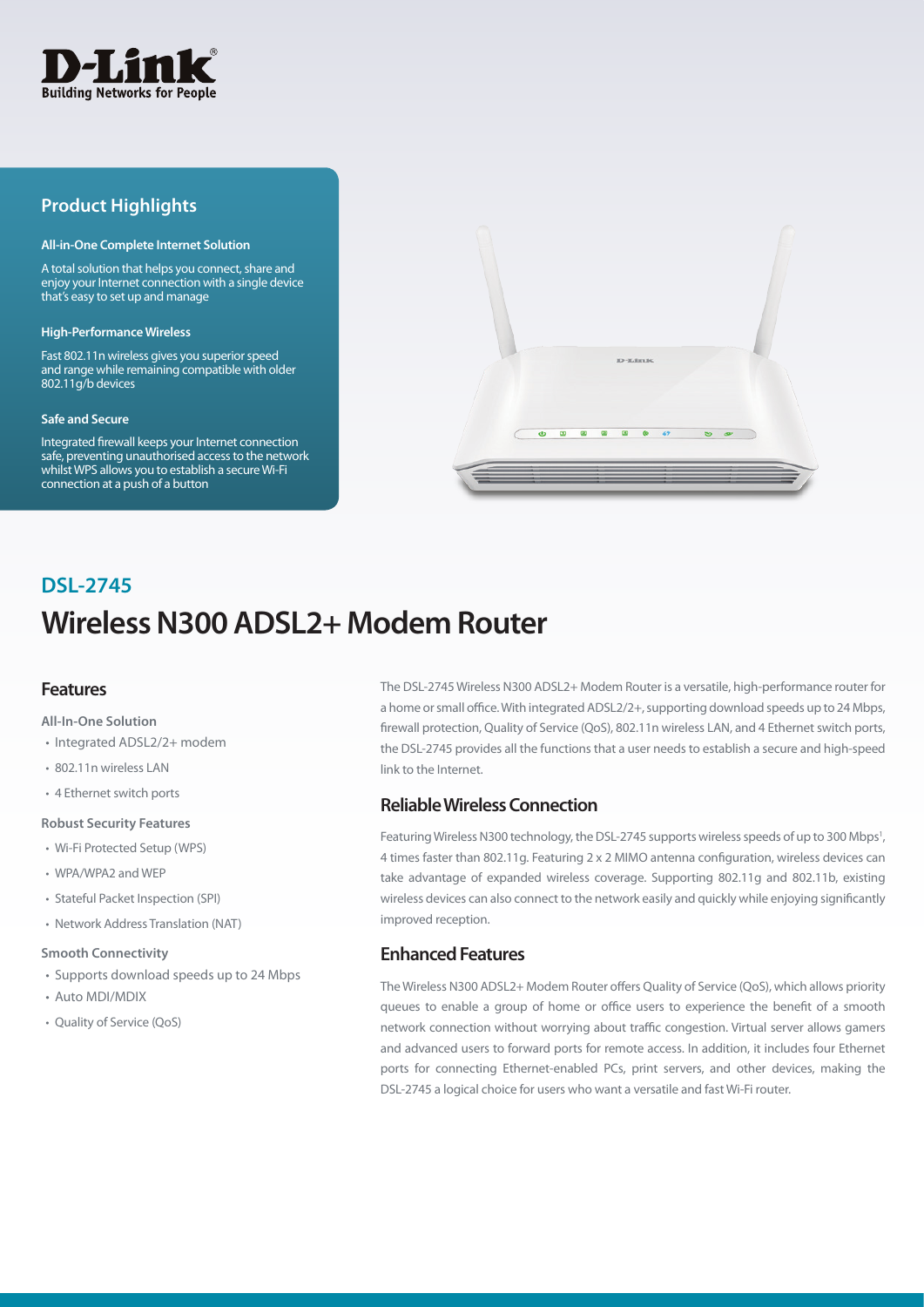D-Link
Building Networks for People

## Product Highlights

**All-in-One Complete Internet Solution**

A total solution that helps you connect, share and enjoy your Internet connection with a single device that's easy to set up and manage

**High-Performance Wireless**

Fast 802.11n wireless gives you superior speed and range while remaining compatible with older 802.11g/b devices

**Safe and Secure**

Integrated firewall keeps your Internet connection safe, preventing unauthorised access to the network whilst WPS allows you to establish a secure Wi-Fi connection at a push of a button

## DSL-2745

# Wireless N300 ADSL2+ Modem Router

## Features

**All-In-One Solution**

- Integrated ADSL2/2+ modem
- 802.11n wireless LAN
- 4 Ethernet switch ports

**Robust Security Features**

- Wi-Fi Protected Setup (WPS)
- WPA/WPA2 and WEP
- Stateful Packet Inspection (SPI)
- Network Address Translation (NAT)

**Smooth Connectivity**

- Supports download speeds up to 24 Mbps
- Auto MDI/MDIX
- Quality of Service (QoS)

The DSL-2745 Wireless N300 ADSL2+ Modem Router is a versatile, high-performance router for a home or small office. With integrated ADSL2/2+, supporting download speeds up to 24 Mbps, firewall protection, Quality of Service (QoS), 802.11n wireless LAN, and 4 Ethernet switch ports, the DSL-2745 provides all the functions that a user needs to establish a secure and high-speed link to the Internet.

## Reliable Wireless Connection

Featuring Wireless N300 technology, the DSL-2745 supports wireless speeds of up to 300 Mbps[1], 4 times faster than 802.11g. Featuring 2 x 2 MIMO antenna configuration, wireless devices can take advantage of expanded wireless coverage. Supporting 802.11g and 802.11b, existing wireless devices can also connect to the network easily and quickly while enjoying significantly improved reception.

## Enhanced Features

The Wireless N300 ADSL2+ Modem Router offers Quality of Service (QoS), which allows priority queues to enable a group of home or office users to experience the benefit of a smooth network connection without worrying about traffic congestion. Virtual server allows gamers and advanced users to forward ports for remote access. In addition, it includes four Ethernet ports for connecting Ethernet-enabled PCs, print servers, and other devices, making the DSL-2745 a logical choice for users who want a versatile and fast Wi-Fi router.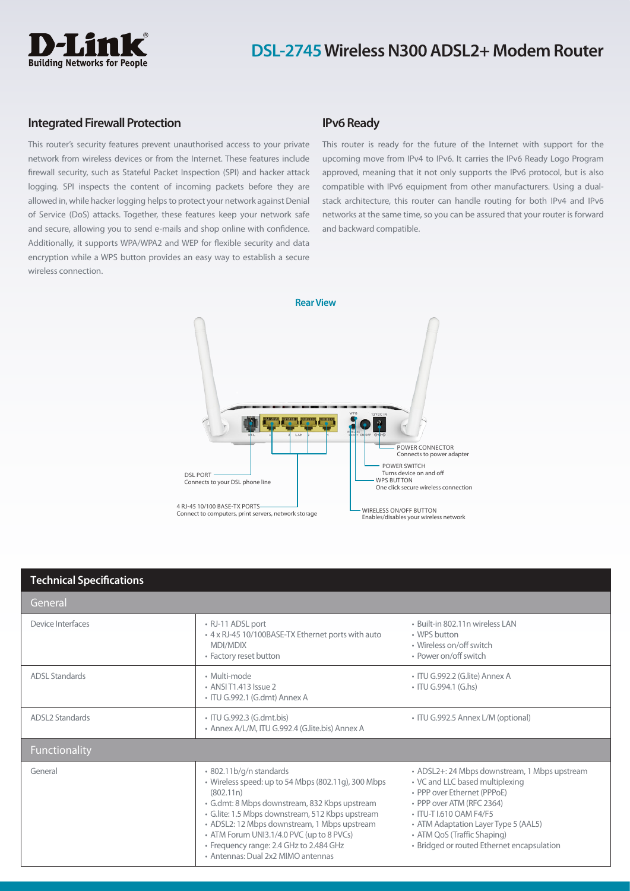## Integrated Firewall Protection

This router's security features prevent unauthorised access to your private network from wireless devices or from the Internet. These features include firewall security, such as Stateful Packet Inspection (SPI) and hacker attack logging. SPI inspects the content of incoming packets before they are allowed in, while hacker logging helps to protect your network against Denial of Service (DoS) attacks. Together, these features keep your network safe and secure, allowing you to send e-mails and shop online with confidence. Additionally, it supports WPA/WPA2 and WEP for flexible security and data encryption while a WPS button provides an easy way to establish a secure wireless connection.

## IPv6 Ready

This router is ready for the future of the Internet with support for the upcoming move from IPv4 to IPv6. It carries the IPv6 Ready Logo Program approved, meaning that it not only supports the IPv6 protocol, but is also compatible with IPv6 equipment from other manufacturers. Using a dual-stack architecture, this router can handle routing for both IPv4 and IPv6 networks at the same time, so you can be assured that your router is forward and backward compatible.

### Rear View

- DSL PORT – Connects to your DSL phone line
- 4 RJ-45 10/100 BASE-TX PORTS – Connect to computers, print servers, network storage
- POWER CONNECTOR – Connects to power adapter
- POWER SWITCH – Turns device on and off
- WPS BUTTON – One click secure wireless connection
- WIRELESS ON/OFF BUTTON – Enables/disables your wireless network

## Technical Specifications

### General

| | | |
|---|---|---|
| Device Interfaces | • RJ-11 ADSL port<br>• 4 x RJ-45 10/100BASE-TX Ethernet ports with auto MDI/MDIX<br>• Factory reset button | • Built-in 802.11n wireless LAN<br>• WPS button<br>• Wireless on/off switch<br>• Power on/off switch |
| ADSL Standards | • Multi-mode<br>• ANSI T1.413 Issue 2<br>• ITU G.992.1 (G.dmt) Annex A | • ITU G.992.2 (G.lite) Annex A<br>• ITU G.994.1 (G.hs) |
| ADSL2 Standards | • ITU G.992.3 (G.dmt.bis)<br>• Annex A/L/M, ITU G.992.4 (G.lite.bis) Annex A | • ITU G.992.5 Annex L/M (optional) |

### Functionality

| | | |
|---|---|---|
| General | • 802.11b/g/n standards<br>• Wireless speed: up to 54 Mbps (802.11g), 300 Mbps (802.11n)<br>• G.dmt: 8 Mbps downstream, 832 Kbps upstream<br>• G.lite: 1.5 Mbps downstream, 512 Kbps upstream<br>• ADSL2: 12 Mbps downstream, 1 Mbps upstream<br>• ATM Forum UNI3.1/4.0 PVC (up to 8 PVCs)<br>• Frequency range: 2.4 GHz to 2.484 GHz<br>• Antennas: Dual 2x2 MIMO antennas | • ADSL2+: 24 Mbps downstream, 1 Mbps upstream<br>• VC and LLC based multiplexing<br>• PPP over Ethernet (PPPoE)<br>• PPP over ATM (RFC 2364)<br>• ITU-T I.610 OAM F4/F5<br>• ATM Adaptation Layer Type 5 (AAL5)<br>• ATM QoS (Traffic Shaping)<br>• Bridged or routed Ethernet encapsulation |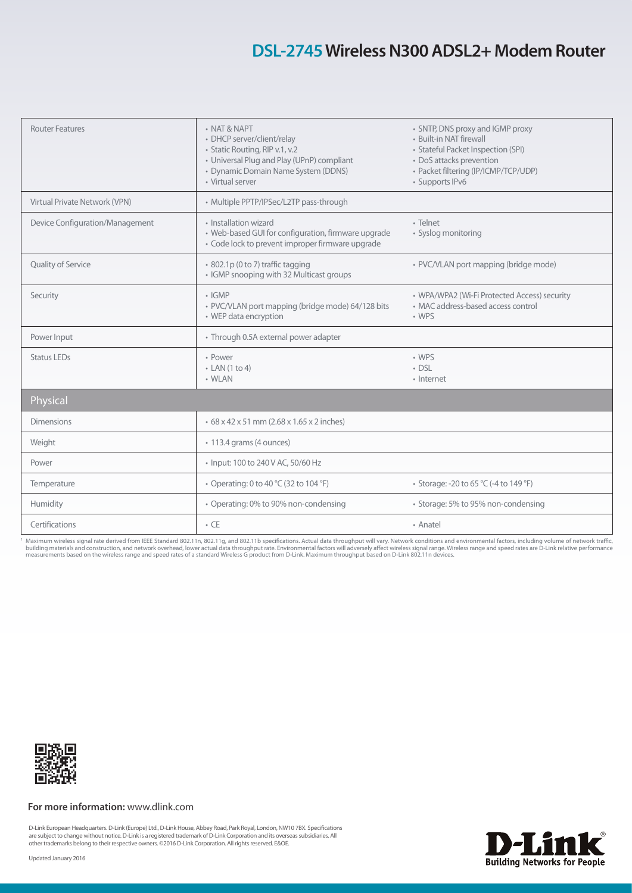# DSL-2745 Wireless N300 ADSL2+ Modem Router

| | | |
|---|---|---|
| Router Features | • NAT & NAPT<br>• DHCP server/client/relay<br>• Static Routing, RIP v.1, v.2<br>• Universal Plug and Play (UPnP) compliant<br>• Dynamic Domain Name System (DDNS)<br>• Virtual server | • SNTP, DNS proxy and IGMP proxy<br>• Built-in NAT firewall<br>• Stateful Packet Inspection (SPI)<br>• DoS attacks prevention<br>• Packet filtering (IP/ICMP/TCP/UDP)<br>• Supports IPv6 |
| Virtual Private Network (VPN) | • Multiple PPTP/IPSec/L2TP pass-through | |
| Device Configuration/Management | • Installation wizard<br>• Web-based GUI for configuration, firmware upgrade<br>• Code lock to prevent improper firmware upgrade | • Telnet<br>• Syslog monitoring |
| Quality of Service | • 802.1p (0 to 7) traffic tagging<br>• IGMP snooping with 32 Multicast groups | • PVC/VLAN port mapping (bridge mode) |
| Security | • IGMP<br>• PVC/VLAN port mapping (bridge mode) 64/128 bits<br>• WEP data encryption | • WPA/WPA2 (Wi-Fi Protected Access) security<br>• MAC address-based access control<br>• WPS |
| Power Input | • Through 0.5A external power adapter | |
| Status LEDs | • Power<br>• LAN (1 to 4)<br>• WLAN | • WPS<br>• DSL<br>• Internet |
| **Physical** | | |
| Dimensions | • 68 x 42 x 51 mm (2.68 x 1.65 x 2 inches) | |
| Weight | • 113.4 grams (4 ounces) | |
| Power | • Input: 100 to 240 V AC, 50/60 Hz | |
| Temperature | • Operating: 0 to 40 °C (32 to 104 °F) | • Storage: -20 to 65 °C (-4 to 149 °F) |
| Humidity | • Operating: 0% to 90% non-condensing | • Storage: 5% to 95% non-condensing |
| Certifications | • CE | • Anatel |

[1] Maximum wireless signal rate derived from IEEE Standard 802.11n, 802.11g, and 802.11b specifications. Actual data throughput will vary. Network conditions and environmental factors, including volume of network traffic, building materials and construction, and network overhead, lower actual data throughput rate. Environmental factors will adversely affect wireless signal range. Wireless range and speed rates are D-Link relative performance measurements based on the wireless range and speed rates of a standard Wireless G product from D-Link. Maximum throughput based on D-Link 802.11n devices.

**For more information:** www.dlink.com

D-Link European Headquarters. D-Link (Europe) Ltd., D-Link House, Abbey Road, Park Royal, London, NW10 7BX. Specifications are subject to change without notice. D-Link is a registered trademark of D-Link Corporation and its overseas subsidiaries. All other trademarks belong to their respective owners. ©2016 D-Link Corporation. All rights reserved. E&OE.

Updated January 2016

D-Link® Building Networks for People